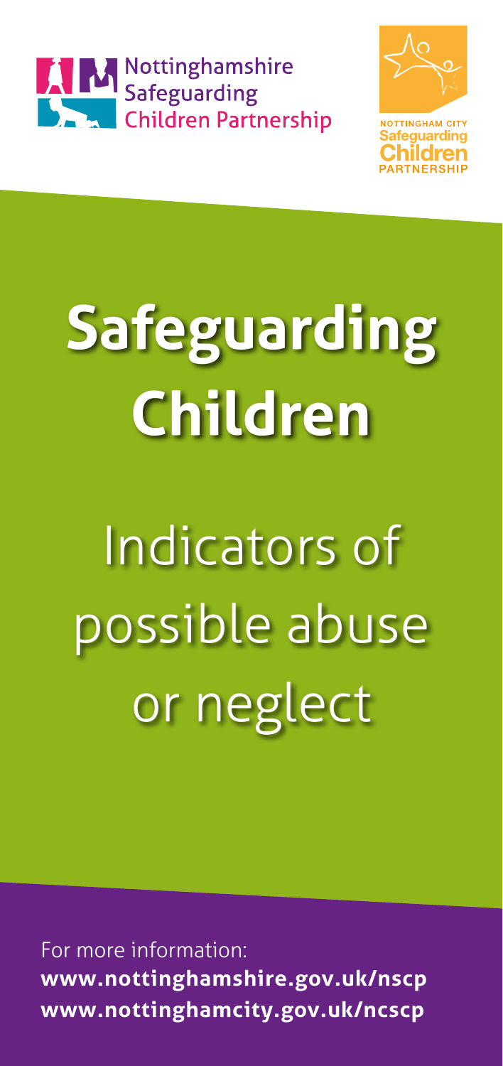Nottinghamshire Safeguarding Children Partnership

NOTTINGHAM CITY Safeguarding Children PARTNERSHIP

# Safeguarding Children

## Indicators of possible abuse or neglect

For more information:
**www.nottinghamshire.gov.uk/nscp**
**www.nottinghamcity.gov.uk/ncscp**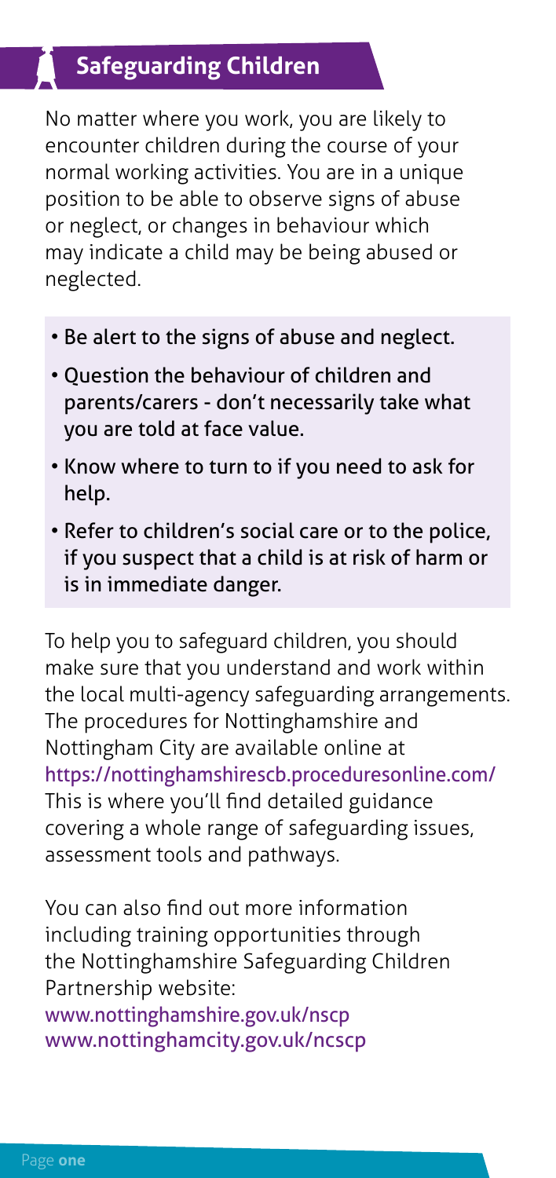## Safeguarding Children

No matter where you work, you are likely to encounter children during the course of your normal working activities. You are in a unique position to be able to observe signs of abuse or neglect, or changes in behaviour which may indicate a child may be being abused or neglected.

- Be alert to the signs of abuse and neglect.
- Question the behaviour of children and parents/carers - don't necessarily take what you are told at face value.
- Know where to turn to if you need to ask for help.
- Refer to children's social care or to the police, if you suspect that a child is at risk of harm or is in immediate danger.

To help you to safeguard children, you should make sure that you understand and work within the local multi-agency safeguarding arrangements. The procedures for Nottinghamshire and Nottingham City are available online at https://nottinghamshirescb.proceduresonline.com/ This is where you'll find detailed guidance covering a whole range of safeguarding issues, assessment tools and pathways.

You can also find out more information including training opportunities through the Nottinghamshire Safeguarding Children Partnership website:
www.nottinghamshire.gov.uk/nscp
www.nottinghamcity.gov.uk/ncscp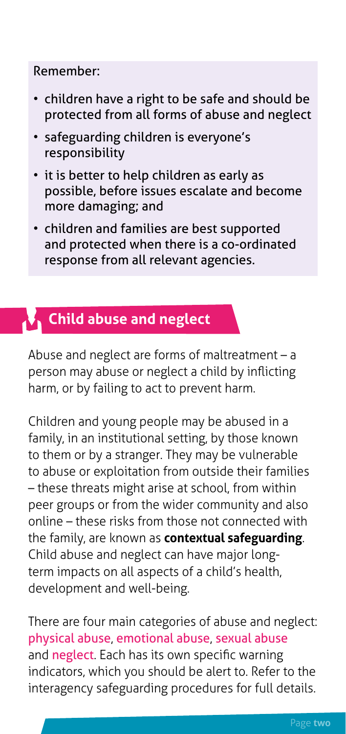Remember:

- children have a right to be safe and should be protected from all forms of abuse and neglect
- safeguarding children is everyone's responsibility
- it is better to help children as early as possible, before issues escalate and become more damaging; and
- children and families are best supported and protected when there is a co-ordinated response from all relevant agencies.

## Child abuse and neglect

Abuse and neglect are forms of maltreatment – a person may abuse or neglect a child by inflicting harm, or by failing to act to prevent harm.

Children and young people may be abused in a family, in an institutional setting, by those known to them or by a stranger. They may be vulnerable to abuse or exploitation from outside their families – these threats might arise at school, from within peer groups or from the wider community and also online – these risks from those not connected with the family, are known as **contextual safeguarding**. Child abuse and neglect can have major long-term impacts on all aspects of a child's health, development and well-being.

There are four main categories of abuse and neglect: physical abuse, emotional abuse, sexual abuse and neglect. Each has its own specific warning indicators, which you should be alert to. Refer to the interagency safeguarding procedures for full details.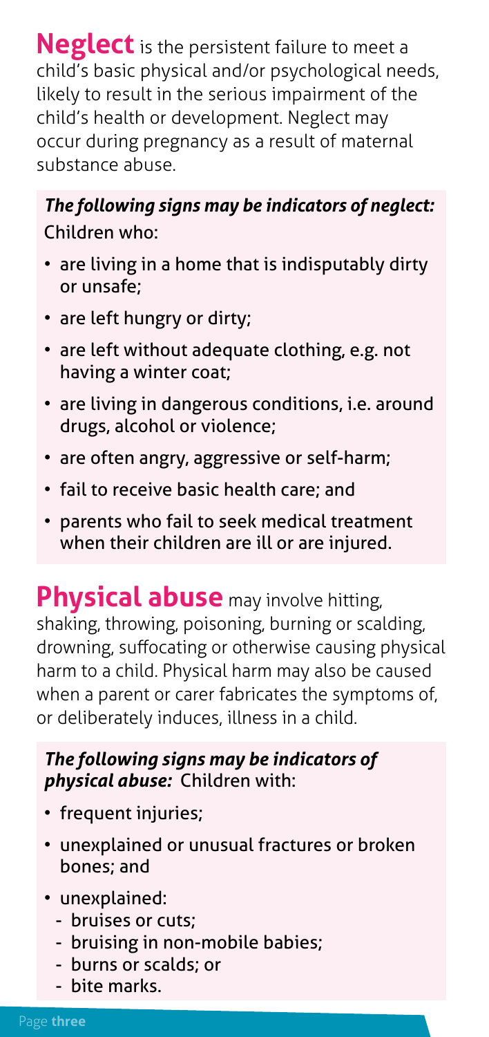**Neglect** is the persistent failure to meet a child's basic physical and/or psychological needs, likely to result in the serious impairment of the child's health or development. Neglect may occur during pregnancy as a result of maternal substance abuse.

***The following signs may be indicators of neglect:*** Children who:

- are living in a home that is indisputably dirty or unsafe;
- are left hungry or dirty;
- are left without adequate clothing, e.g. not having a winter coat;
- are living in dangerous conditions, i.e. around drugs, alcohol or violence;
- are often angry, aggressive or self-harm;
- fail to receive basic health care; and
- parents who fail to seek medical treatment when their children are ill or are injured.

**Physical abuse** may involve hitting, shaking, throwing, poisoning, burning or scalding, drowning, suffocating or otherwise causing physical harm to a child. Physical harm may also be caused when a parent or carer fabricates the symptoms of, or deliberately induces, illness in a child.

***The following signs may be indicators of physical abuse:*** Children with:

- frequent injuries;
- unexplained or unusual fractures or broken bones; and
- unexplained:
  - bruises or cuts;
  - bruising in non-mobile babies;
  - burns or scalds; or
  - bite marks.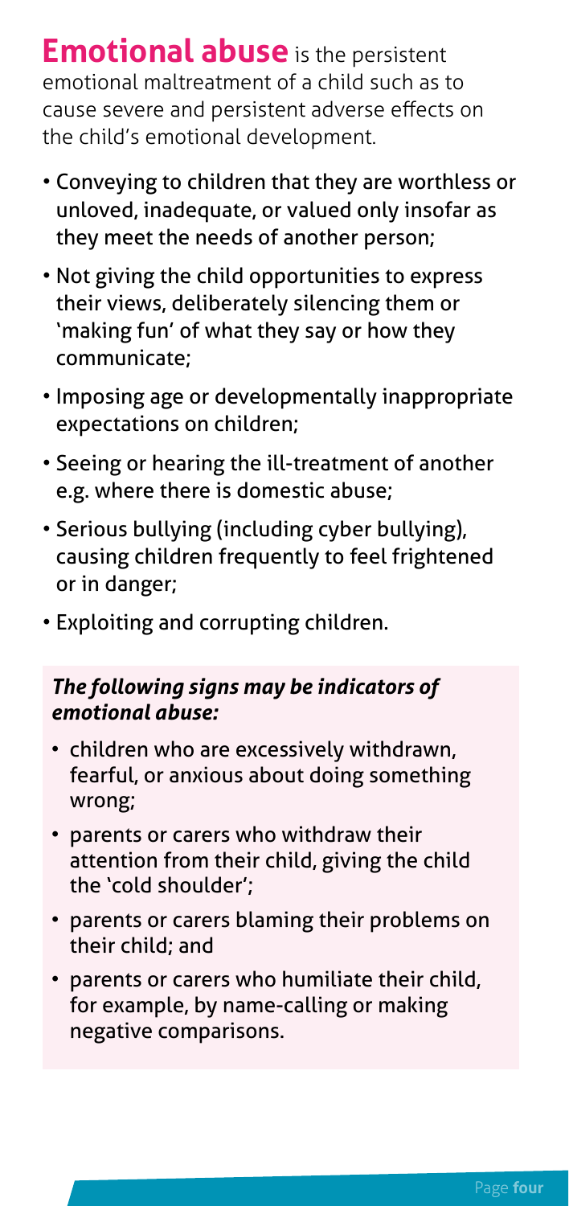**Emotional abuse** is the persistent emotional maltreatment of a child such as to cause severe and persistent adverse effects on the child's emotional development.

- Conveying to children that they are worthless or unloved, inadequate, or valued only insofar as they meet the needs of another person;
- Not giving the child opportunities to express their views, deliberately silencing them or 'making fun' of what they say or how they communicate;
- Imposing age or developmentally inappropriate expectations on children;
- Seeing or hearing the ill-treatment of another e.g. where there is domestic abuse;
- Serious bullying (including cyber bullying), causing children frequently to feel frightened or in danger;
- Exploiting and corrupting children.

***The following signs may be indicators of emotional abuse:***

- children who are excessively withdrawn, fearful, or anxious about doing something wrong;
- parents or carers who withdraw their attention from their child, giving the child the 'cold shoulder';
- parents or carers blaming their problems on their child; and
- parents or carers who humiliate their child, for example, by name-calling or making negative comparisons.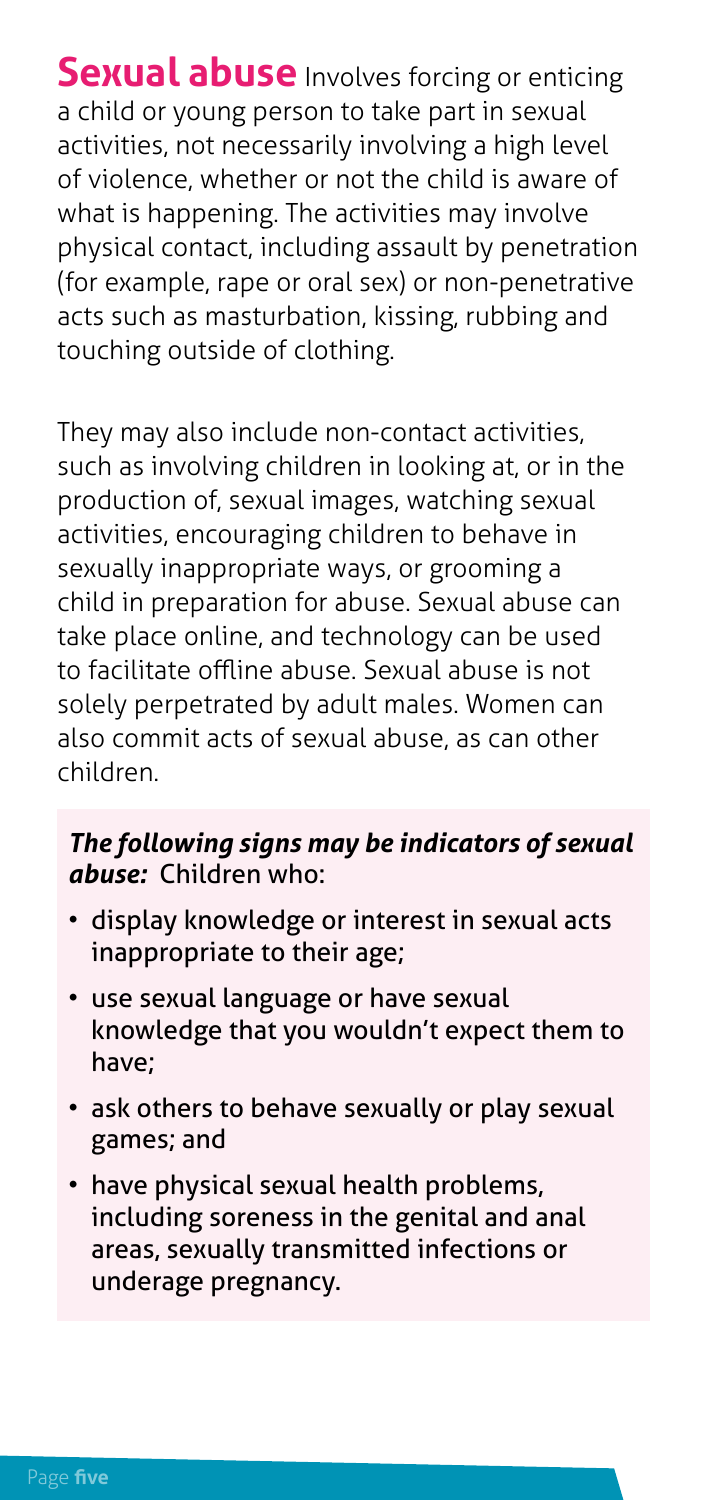**Sexual abuse** Involves forcing or enticing a child or young person to take part in sexual activities, not necessarily involving a high level of violence, whether or not the child is aware of what is happening. The activities may involve physical contact, including assault by penetration (for example, rape or oral sex) or non-penetrative acts such as masturbation, kissing, rubbing and touching outside of clothing.

They may also include non-contact activities, such as involving children in looking at, or in the production of, sexual images, watching sexual activities, encouraging children to behave in sexually inappropriate ways, or grooming a child in preparation for abuse. Sexual abuse can take place online, and technology can be used to facilitate offline abuse. Sexual abuse is not solely perpetrated by adult males. Women can also commit acts of sexual abuse, as can other children.

***The following signs may be indicators of sexual abuse:*** Children who:

- display knowledge or interest in sexual acts inappropriate to their age;
- use sexual language or have sexual knowledge that you wouldn't expect them to have;
- ask others to behave sexually or play sexual games; and
- have physical sexual health problems, including soreness in the genital and anal areas, sexually transmitted infections or underage pregnancy.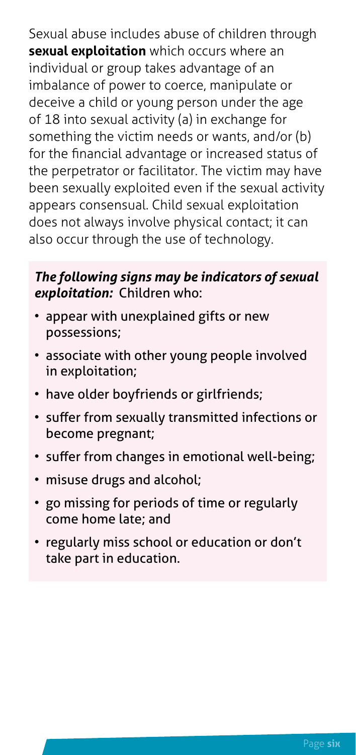Sexual abuse includes abuse of children through **sexual exploitation** which occurs where an individual or group takes advantage of an imbalance of power to coerce, manipulate or deceive a child or young person under the age of 18 into sexual activity (a) in exchange for something the victim needs or wants, and/or (b) for the financial advantage or increased status of the perpetrator or facilitator. The victim may have been sexually exploited even if the sexual activity appears consensual. Child sexual exploitation does not always involve physical contact; it can also occur through the use of technology.

***The following signs may be indicators of sexual exploitation:*** Children who:

- appear with unexplained gifts or new possessions;
- associate with other young people involved in exploitation;
- have older boyfriends or girlfriends;
- suffer from sexually transmitted infections or become pregnant;
- suffer from changes in emotional well-being;
- misuse drugs and alcohol;
- go missing for periods of time or regularly come home late; and
- regularly miss school or education or don't take part in education.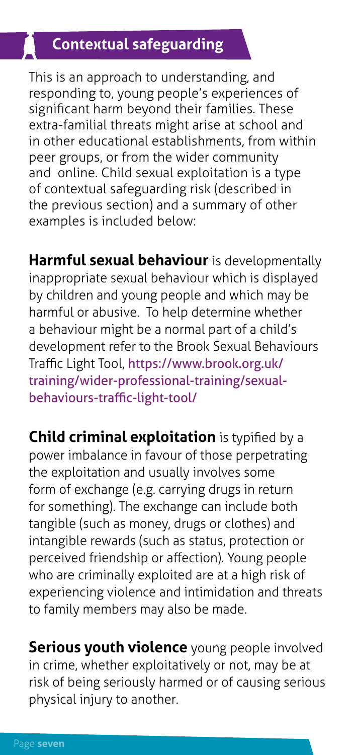## Contextual safeguarding

This is an approach to understanding, and responding to, young people's experiences of significant harm beyond their families. These extra-familial threats might arise at school and in other educational establishments, from within peer groups, or from the wider community and online. Child sexual exploitation is a type of contextual safeguarding risk (described in the previous section) and a summary of other examples is included below:

**Harmful sexual behaviour** is developmentally inappropriate sexual behaviour which is displayed by children and young people and which may be harmful or abusive. To help determine whether a behaviour might be a normal part of a child's development refer to the Brook Sexual Behaviours Traffic Light Tool, https://www.brook.org.uk/training/wider-professional-training/sexual-behaviours-traffic-light-tool/

**Child criminal exploitation** is typified by a power imbalance in favour of those perpetrating the exploitation and usually involves some form of exchange (e.g. carrying drugs in return for something). The exchange can include both tangible (such as money, drugs or clothes) and intangible rewards (such as status, protection or perceived friendship or affection). Young people who are criminally exploited are at a high risk of experiencing violence and intimidation and threats to family members may also be made.

**Serious youth violence** young people involved in crime, whether exploitatively or not, may be at risk of being seriously harmed or of causing serious physical injury to another.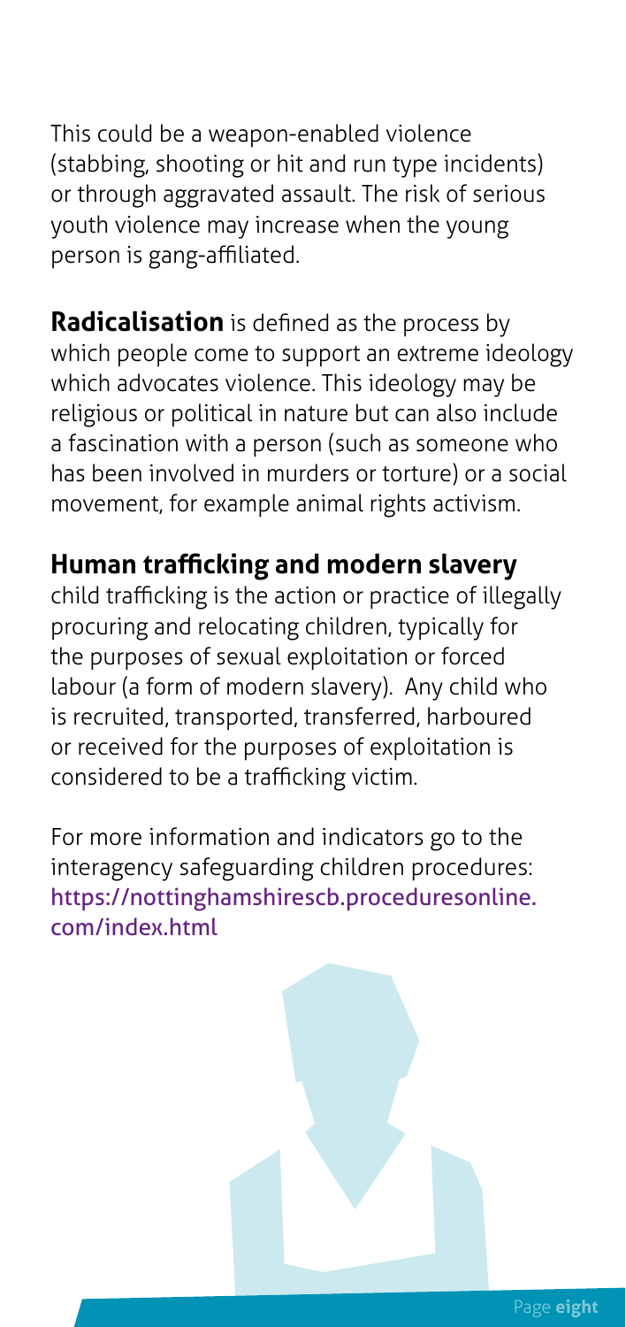This could be a weapon-enabled violence (stabbing, shooting or hit and run type incidents) or through aggravated assault. The risk of serious youth violence may increase when the young person is gang-affiliated.

**Radicalisation** is defined as the process by which people come to support an extreme ideology which advocates violence. This ideology may be religious or political in nature but can also include a fascination with a person (such as someone who has been involved in murders or torture) or a social movement, for example animal rights activism.

## Human trafficking and modern slavery

child trafficking is the action or practice of illegally procuring and relocating children, typically for the purposes of sexual exploitation or forced labour (a form of modern slavery). Any child who is recruited, transported, transferred, harboured or received for the purposes of exploitation is considered to be a trafficking victim.

For more information and indicators go to the interagency safeguarding children procedures: https://nottinghamshirescb.proceduresonline.com/index.html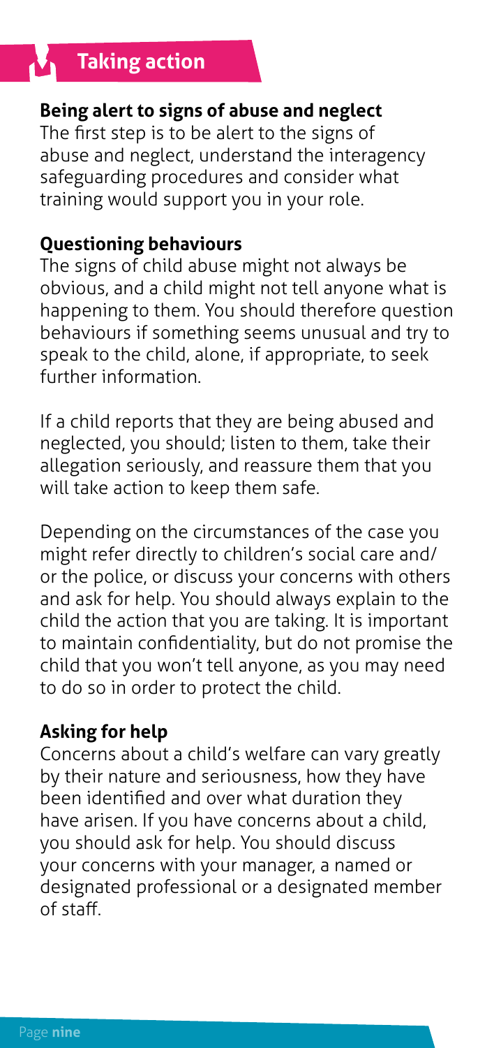## Taking action

### Being alert to signs of abuse and neglect

The first step is to be alert to the signs of abuse and neglect, understand the interagency safeguarding procedures and consider what training would support you in your role.

### Questioning behaviours

The signs of child abuse might not always be obvious, and a child might not tell anyone what is happening to them. You should therefore question behaviours if something seems unusual and try to speak to the child, alone, if appropriate, to seek further information.

If a child reports that they are being abused and neglected, you should; listen to them, take their allegation seriously, and reassure them that you will take action to keep them safe.

Depending on the circumstances of the case you might refer directly to children's social care and/or the police, or discuss your concerns with others and ask for help. You should always explain to the child the action that you are taking. It is important to maintain confidentiality, but do not promise the child that you won't tell anyone, as you may need to do so in order to protect the child.

### Asking for help

Concerns about a child's welfare can vary greatly by their nature and seriousness, how they have been identified and over what duration they have arisen. If you have concerns about a child, you should ask for help. You should discuss your concerns with your manager, a named or designated professional or a designated member of staff.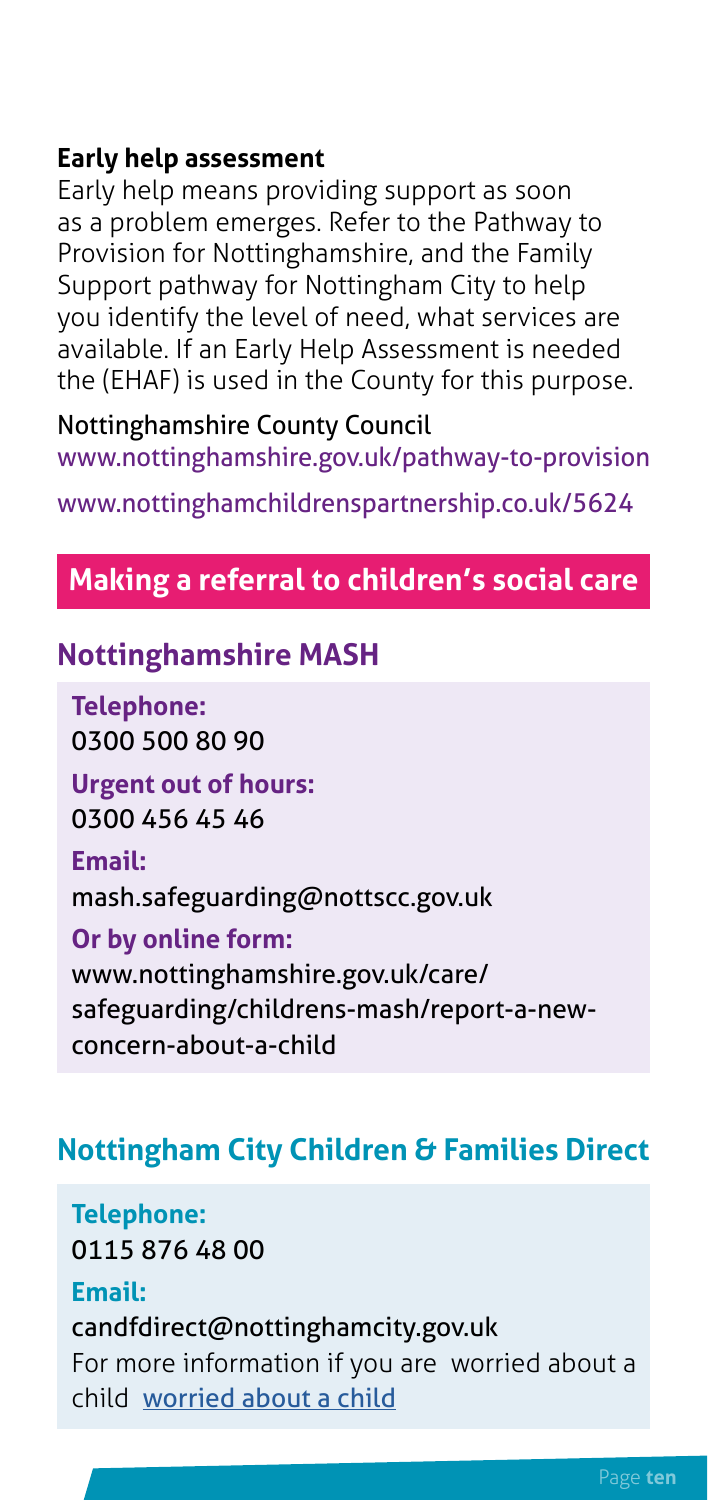**Early help assessment**

Early help means providing support as soon as a problem emerges. Refer to the Pathway to Provision for Nottinghamshire, and the Family Support pathway for Nottingham City to help you identify the level of need, what services are available. If an Early Help Assessment is needed the (EHAF) is used in the County for this purpose.

Nottinghamshire County Council
www.nottinghamshire.gov.uk/pathway-to-provision

www.nottinghamchildrenspartnership.co.uk/5624

## Making a referral to children's social care

### Nottinghamshire MASH

**Telephone:**
0300 500 80 90

**Urgent out of hours:**
0300 456 45 46

**Email:**
mash.safeguarding@nottscc.gov.uk

**Or by online form:**
www.nottinghamshire.gov.uk/care/safeguarding/childrens-mash/report-a-new-concern-about-a-child

### Nottingham City Children & Families Direct

**Telephone:**
0115 876 48 00

**Email:**
candfdirect@nottinghamcity.gov.uk
For more information if you are worried about a child [worried about a child]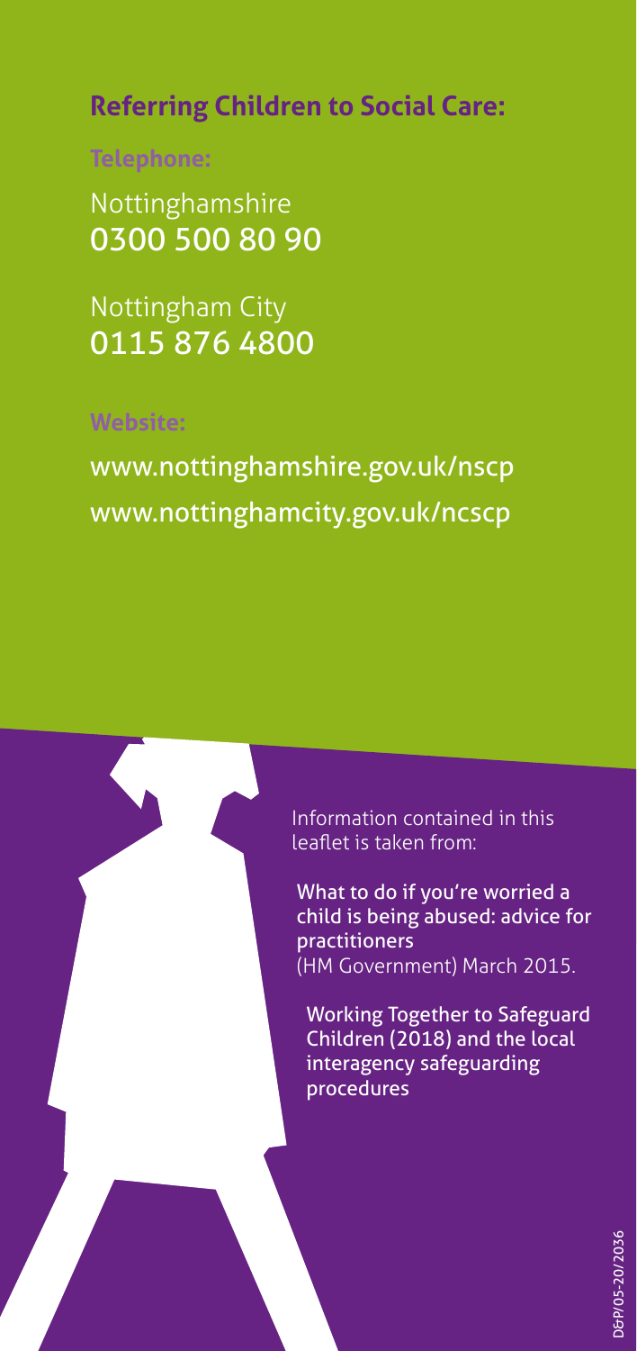## Referring Children to Social Care:

**Telephone:**

Nottinghamshire
0300 500 80 90

Nottingham City
0115 876 4800

**Website:**

www.nottinghamshire.gov.uk/nscp
www.nottinghamcity.gov.uk/ncscp

Information contained in this leaflet is taken from:

What to do if you're worried a child is being abused: advice for practitioners
(HM Government) March 2015.

Working Together to Safeguard Children (2018) and the local interagency safeguarding procedures

D&P/05-20/2036